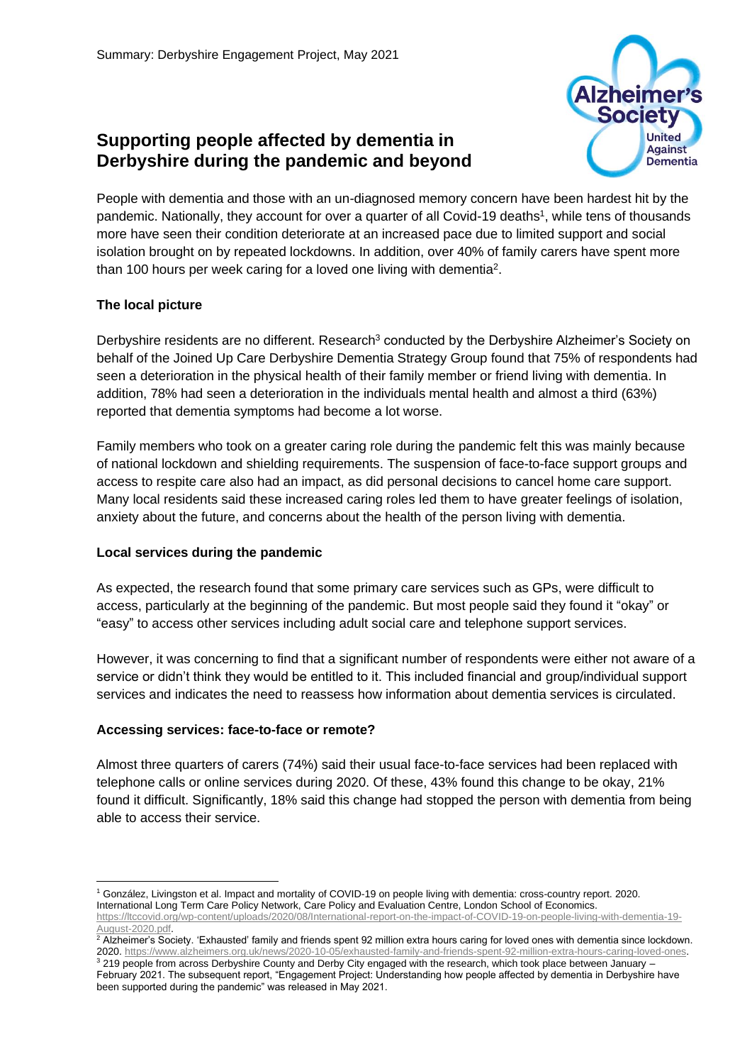Summary: Derbyshire Engagement Project, May 2021

# Supporting people affected by dementia in Derbyshire during the pandemic and beyond

People with dementia and those with an un-diagnosed memory concern have been hardest hit by the pandemic. Nationally, they account for over a quarter of all Covid-19 deaths[1], while tens of thousands more have seen their condition deteriorate at an increased pace due to limited support and social isolation brought on by repeated lockdowns. In addition, over 40% of family carers have spent more than 100 hours per week caring for a loved one living with dementia[2].

### The local picture

Derbyshire residents are no different. Research[3] conducted by the Derbyshire Alzheimer's Society on behalf of the Joined Up Care Derbyshire Dementia Strategy Group found that 75% of respondents had seen a deterioration in the physical health of their family member or friend living with dementia. In addition, 78% had seen a deterioration in the individuals mental health and almost a third (63%) reported that dementia symptoms had become a lot worse.

Family members who took on a greater caring role during the pandemic felt this was mainly because of national lockdown and shielding requirements. The suspension of face-to-face support groups and access to respite care also had an impact, as did personal decisions to cancel home care support. Many local residents said these increased caring roles led them to have greater feelings of isolation, anxiety about the future, and concerns about the health of the person living with dementia.

### Local services during the pandemic

As expected, the research found that some primary care services such as GPs, were difficult to access, particularly at the beginning of the pandemic. But most people said they found it "okay" or "easy" to access other services including adult social care and telephone support services.

However, it was concerning to find that a significant number of respondents were either not aware of a service or didn't think they would be entitled to it. This included financial and group/individual support services and indicates the need to reassess how information about dementia services is circulated.

### Accessing services: face-to-face or remote?

Almost three quarters of carers (74%) said their usual face-to-face services had been replaced with telephone calls or online services during 2020. Of these, 43% found this change to be okay, 21% found it difficult. Significantly, 18% said this change had stopped the person with dementia from being able to access their service.

---

[1] González, Livingston et al. Impact and mortality of COVID-19 on people living with dementia: cross-country report. 2020. International Long Term Care Policy Network, Care Policy and Evaluation Centre, London School of Economics. https://ltccovid.org/wp-content/uploads/2020/08/International-report-on-the-impact-of-COVID-19-on-people-living-with-dementia-19-August-2020.pdf.

[2] Alzheimer's Society. 'Exhausted' family and friends spent 92 million extra hours caring for loved ones with dementia since lockdown. 2020. https://www.alzheimers.org.uk/news/2020-10-05/exhausted-family-and-friends-spent-92-million-extra-hours-caring-loved-ones.

[3] 219 people from across Derbyshire County and Derby City engaged with the research, which took place between January – February 2021. The subsequent report, "Engagement Project: Understanding how people affected by dementia in Derbyshire have been supported during the pandemic" was released in May 2021.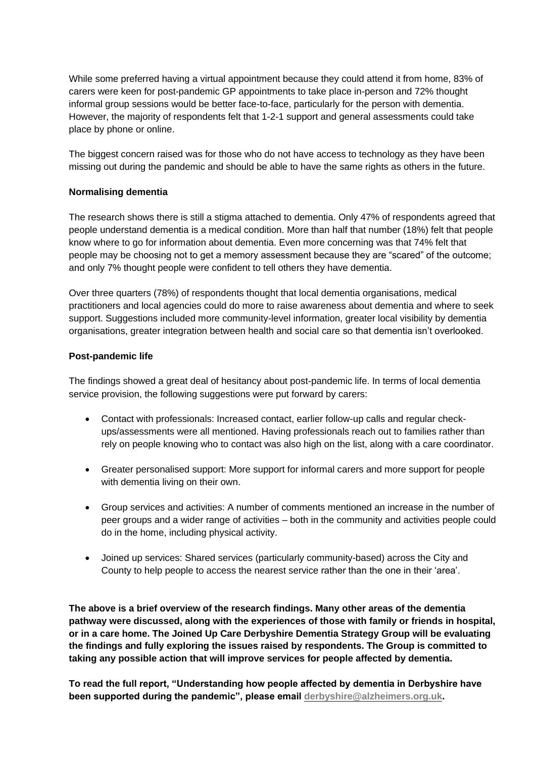While some preferred having a virtual appointment because they could attend it from home, 83% of carers were keen for post-pandemic GP appointments to take place in-person and 72% thought informal group sessions would be better face-to-face, particularly for the person with dementia. However, the majority of respondents felt that 1-2-1 support and general assessments could take place by phone or online.

The biggest concern raised was for those who do not have access to technology as they have been missing out during the pandemic and should be able to have the same rights as others in the future.

**Normalising dementia**

The research shows there is still a stigma attached to dementia. Only 47% of respondents agreed that people understand dementia is a medical condition. More than half that number (18%) felt that people know where to go for information about dementia. Even more concerning was that 74% felt that people may be choosing not to get a memory assessment because they are "scared" of the outcome; and only 7% thought people were confident to tell others they have dementia.

Over three quarters (78%) of respondents thought that local dementia organisations, medical practitioners and local agencies could do more to raise awareness about dementia and where to seek support. Suggestions included more community-level information, greater local visibility by dementia organisations, greater integration between health and social care so that dementia isn't overlooked.

**Post-pandemic life**

The findings showed a great deal of hesitancy about post-pandemic life. In terms of local dementia service provision, the following suggestions were put forward by carers:

- Contact with professionals: Increased contact, earlier follow-up calls and regular check-ups/assessments were all mentioned. Having professionals reach out to families rather than rely on people knowing who to contact was also high on the list, along with a care coordinator.
- Greater personalised support: More support for informal carers and more support for people with dementia living on their own.
- Group services and activities: A number of comments mentioned an increase in the number of peer groups and a wider range of activities – both in the community and activities people could do in the home, including physical activity.
- Joined up services: Shared services (particularly community-based) across the City and County to help people to access the nearest service rather than the one in their 'area'.

**The above is a brief overview of the research findings. Many other areas of the dementia pathway were discussed, along with the experiences of those with family or friends in hospital, or in a care home. The Joined Up Care Derbyshire Dementia Strategy Group will be evaluating the findings and fully exploring the issues raised by respondents. The Group is committed to taking any possible action that will improve services for people affected by dementia.**

**To read the full report, "Understanding how people affected by dementia in Derbyshire have been supported during the pandemic", please email derbyshire@alzheimers.org.uk.**